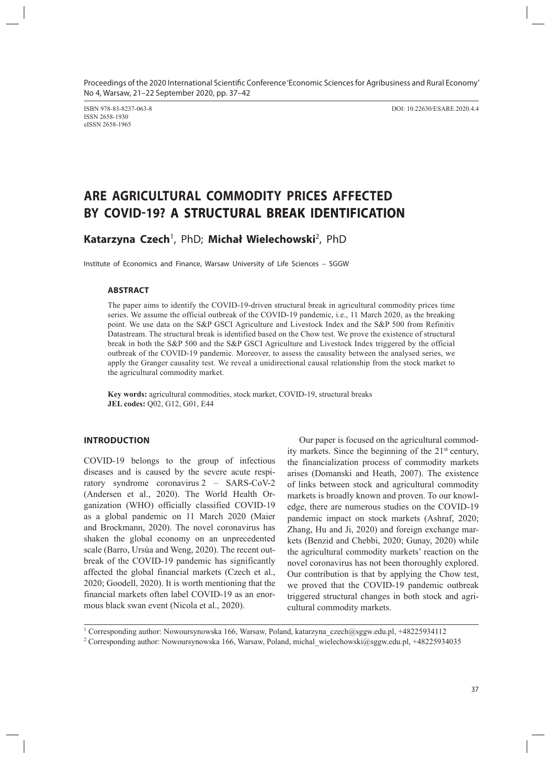Proceedings of the 2020 International Scientific Conference 'Economic Sciences for Agribusiness and Rural Economy' No 4, Warsaw, 21–22 September 2020, pp. 37–42

ISBN 978-83-8237-063-8
ISSN 2658-1930
eISSN 2658-1965

DOI: 10.22630/ESARE.2020.4.4

# ARE AGRICULTURAL COMMODITY PRICES AFFECTED BY COVID-19? A STRUCTURAL BREAK IDENTIFICATION

**Katarzyna Czech**[1], PhD; **Michał Wielechowski**[2], PhD

Institute of Economics and Finance, Warsaw University of Life Sciences – SGGW

### ABSTRACT

The paper aims to identify the COVID-19-driven structural break in agricultural commodity prices time series. We assume the official outbreak of the COVID-19 pandemic, i.e., 11 March 2020, as the breaking point. We use data on the S&P GSCI Agriculture and Livestock Index and the S&P 500 from Refinitiv Datastream. The structural break is identified based on the Chow test. We prove the existence of structural break in both the S&P 500 and the S&P GSCI Agriculture and Livestock Index triggered by the official outbreak of the COVID-19 pandemic. Moreover, to assess the causality between the analysed series, we apply the Granger causality test. We reveal a unidirectional causal relationship from the stock market to the agricultural commodity market.

**Key words:** agricultural commodities, stock market, COVID-19, structural breaks
**JEL codes:** Q02, G12, G01, E44

## INTRODUCTION

COVID-19 belongs to the group of infectious diseases and is caused by the severe acute respiratory syndrome coronavirus 2 – SARS-CoV-2 (Andersen et al., 2020). The World Health Organization (WHO) officially classified COVID-19 as a global pandemic on 11 March 2020 (Maier and Brockmann, 2020). The novel coronavirus has shaken the global economy on an unprecedented scale (Barro, Ursúa and Weng, 2020). The recent outbreak of the COVID-19 pandemic has significantly affected the global financial markets (Czech et al., 2020; Goodell, 2020). It is worth mentioning that the financial markets often label COVID-19 as an enormous black swan event (Nicola et al., 2020).

Our paper is focused on the agricultural commodity markets. Since the beginning of the 21st century, the financialization process of commodity markets arises (Domanski and Heath, 2007). The existence of links between stock and agricultural commodity markets is broadly known and proven. To our knowledge, there are numerous studies on the COVID-19 pandemic impact on stock markets (Ashraf, 2020; Zhang, Hu and Ji, 2020) and foreign exchange markets (Benzid and Chebbi, 2020; Gunay, 2020) while the agricultural commodity markets' reaction on the novel coronavirus has not been thoroughly explored. Our contribution is that by applying the Chow test, we proved that the COVID-19 pandemic outbreak triggered structural changes in both stock and agricultural commodity markets.

[1] Corresponding author: Nowoursynowska 166, Warsaw, Poland, katarzyna_czech@sggw.edu.pl, +48225934112

[2] Corresponding author: Nowoursynowska 166, Warsaw, Poland, michal_wielechowski@sggw.edu.pl, +48225934035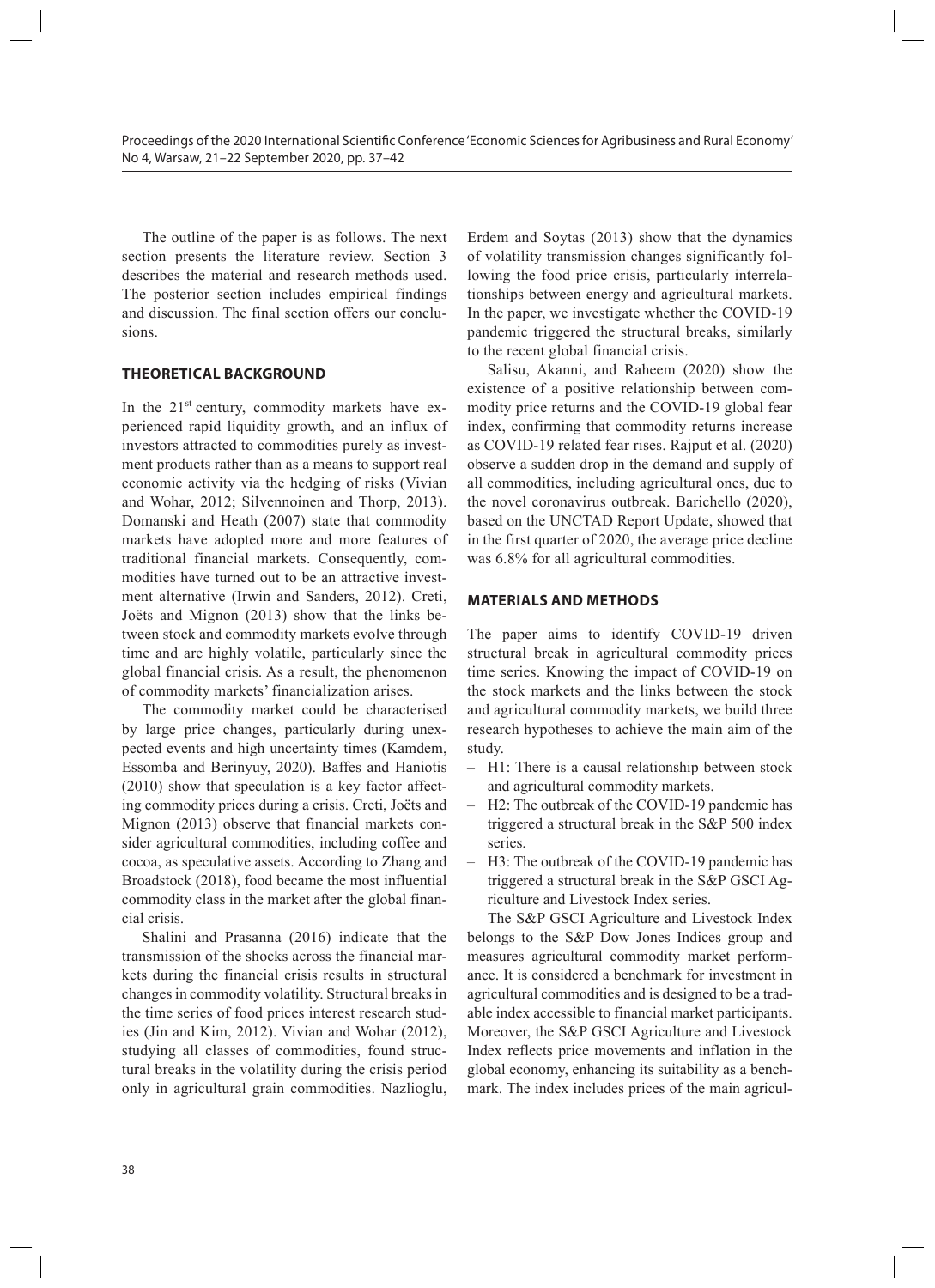The outline of the paper is as follows. The next section presents the literature review. Section 3 describes the material and research methods used. The posterior section includes empirical findings and discussion. The final section offers our conclusions.

## THEORETICAL BACKGROUND

In the 21st century, commodity markets have experienced rapid liquidity growth, and an influx of investors attracted to commodities purely as investment products rather than as a means to support real economic activity via the hedging of risks (Vivian and Wohar, 2012; Silvennoinen and Thorp, 2013). Domanski and Heath (2007) state that commodity markets have adopted more and more features of traditional financial markets. Consequently, commodities have turned out to be an attractive investment alternative (Irwin and Sanders, 2012). Creti, Joëts and Mignon (2013) show that the links between stock and commodity markets evolve through time and are highly volatile, particularly since the global financial crisis. As a result, the phenomenon of commodity markets' financialization arises.

The commodity market could be characterised by large price changes, particularly during unexpected events and high uncertainty times (Kamdem, Essomba and Berinyuy, 2020). Baffes and Haniotis (2010) show that speculation is a key factor affecting commodity prices during a crisis. Creti, Joëts and Mignon (2013) observe that financial markets consider agricultural commodities, including coffee and cocoa, as speculative assets. According to Zhang and Broadstock (2018), food became the most influential commodity class in the market after the global financial crisis.

Shalini and Prasanna (2016) indicate that the transmission of the shocks across the financial markets during the financial crisis results in structural changes in commodity volatility. Structural breaks in the time series of food prices interest research studies (Jin and Kim, 2012). Vivian and Wohar (2012), studying all classes of commodities, found structural breaks in the volatility during the crisis period only in agricultural grain commodities. Nazlioglu, Erdem and Soytas (2013) show that the dynamics of volatility transmission changes significantly following the food price crisis, particularly interrelationships between energy and agricultural markets. In the paper, we investigate whether the COVID-19 pandemic triggered the structural breaks, similarly to the recent global financial crisis.

Salisu, Akanni, and Raheem (2020) show the existence of a positive relationship between commodity price returns and the COVID-19 global fear index, confirming that commodity returns increase as COVID-19 related fear rises. Rajput et al. (2020) observe a sudden drop in the demand and supply of all commodities, including agricultural ones, due to the novel coronavirus outbreak. Barichello (2020), based on the UNCTAD Report Update, showed that in the first quarter of 2020, the average price decline was 6.8% for all agricultural commodities.

## MATERIALS AND METHODS

The paper aims to identify COVID-19 driven structural break in agricultural commodity prices time series. Knowing the impact of COVID-19 on the stock markets and the links between the stock and agricultural commodity markets, we build three research hypotheses to achieve the main aim of the study.

- H1: There is a causal relationship between stock and agricultural commodity markets.
- H2: The outbreak of the COVID-19 pandemic has triggered a structural break in the S&P 500 index series.
- H3: The outbreak of the COVID-19 pandemic has triggered a structural break in the S&P GSCI Agriculture and Livestock Index series.

The S&P GSCI Agriculture and Livestock Index belongs to the S&P Dow Jones Indices group and measures agricultural commodity market performance. It is considered a benchmark for investment in agricultural commodities and is designed to be a tradable index accessible to financial market participants. Moreover, the S&P GSCI Agriculture and Livestock Index reflects price movements and inflation in the global economy, enhancing its suitability as a benchmark. The index includes prices of the main agricul-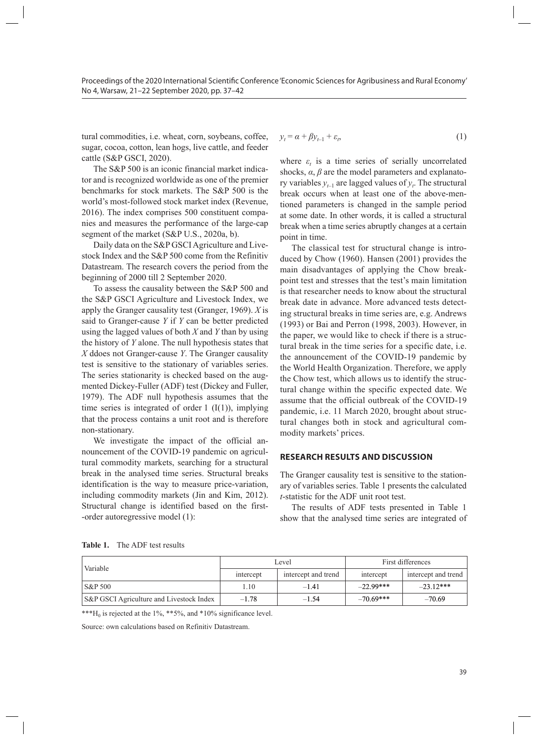tural commodities, i.e. wheat, corn, soybeans, coffee, sugar, cocoa, cotton, lean hogs, live cattle, and feeder cattle (S&P GSCI, 2020).

The S&P 500 is an iconic financial market indicator and is recognized worldwide as one of the premier benchmarks for stock markets. The S&P 500 is the world's most-followed stock market index (Revenue, 2016). The index comprises 500 constituent companies and measures the performance of the large-cap segment of the market (S&P U.S., 2020a, b).

Daily data on the S&P GSCI Agriculture and Livestock Index and the S&P 500 come from the Refinitiv Datastream. The research covers the period from the beginning of 2000 till 2 September 2020.

To assess the causality between the S&P 500 and the S&P GSCI Agriculture and Livestock Index, we apply the Granger causality test (Granger, 1969). $X$ is said to Granger-cause $Y$ if $Y$ can be better predicted using the lagged values of both $X$ and $Y$ than by using the history of $Y$ alone. The null hypothesis states that $X$ ddoes not Granger-cause $Y$. The Granger causality test is sensitive to the stationary of variables series. The series stationarity is checked based on the augmented Dickey-Fuller (ADF) test (Dickey and Fuller, 1979). The ADF null hypothesis assumes that the time series is integrated of order 1 (I(1)), implying that the process contains a unit root and is therefore non-stationary.

We investigate the impact of the official announcement of the COVID-19 pandemic on agricultural commodity markets, searching for a structural break in the analysed time series. Structural breaks identification is the way to measure price-variation, including commodity markets (Jin and Kim, 2012). Structural change is identified based on the first-order autoregressive model (1):

$$y_t = \alpha + \beta y_{t-1} + \varepsilon_t, \tag{1}$$

where $\varepsilon_t$ is a time series of serially uncorrelated shocks, $\alpha$, $\beta$ are the model parameters and explanatory variables $y_{t-1}$ are lagged values of $y_t$. The structural break occurs when at least one of the above-mentioned parameters is changed in the sample period at some date. In other words, it is called a structural break when a time series abruptly changes at a certain point in time.

The classical test for structural change is introduced by Chow (1960). Hansen (2001) provides the main disadvantages of applying the Chow breakpoint test and stresses that the test's main limitation is that researcher needs to know about the structural break date in advance. More advanced tests detecting structural breaks in time series are, e.g. Andrews (1993) or Bai and Perron (1998, 2003). However, in the paper, we would like to check if there is a structural break in the time series for a specific date, i.e. the announcement of the COVID-19 pandemic by the World Health Organization. Therefore, we apply the Chow test, which allows us to identify the structural change within the specific expected date. We assume that the official outbreak of the COVID-19 pandemic, i.e. 11 March 2020, brought about structural changes both in stock and agricultural commodity markets' prices.

## RESEARCH RESULTS AND DISCUSSION

The Granger causality test is sensitive to the stationary of variables series. Table 1 presents the calculated $t$-statistic for the ADF unit root test.

The results of ADF tests presented in Table 1 show that the analysed time series are integrated of

**Table 1.** The ADF test results

| Variable | Level | | First differences | |
|---|---|---|---|---|
| | intercept | intercept and trend | intercept | intercept and trend |
| S&P 500 | 1.10 | –1.41 | –22.99*** | –23.12*** |
| S&P GSCI Agriculture and Livestock Index | –1.78 | –1.54 | –70.69*** | –70.69 |

***$H_0$ is rejected at the 1%, **5%, and *10% significance level.

Source: own calculations based on Refinitiv Datastream.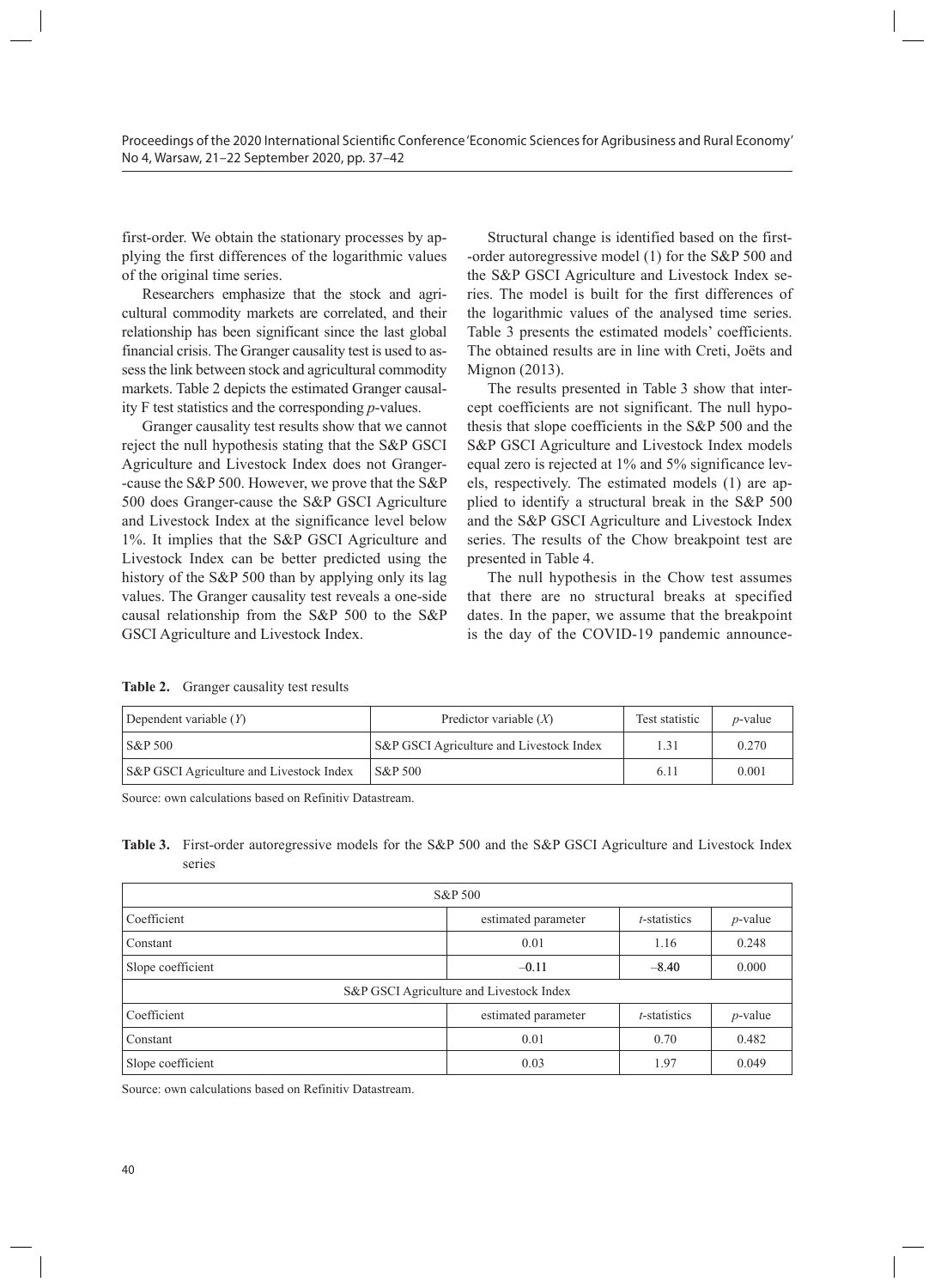first-order. We obtain the stationary processes by applying the first differences of the logarithmic values of the original time series.

Researchers emphasize that the stock and agricultural commodity markets are correlated, and their relationship has been significant since the last global financial crisis. The Granger causality test is used to assess the link between stock and agricultural commodity markets. Table 2 depicts the estimated Granger causality F test statistics and the corresponding *p*-values.

Granger causality test results show that we cannot reject the null hypothesis stating that the S&P GSCI Agriculture and Livestock Index does not Granger-cause the S&P 500. However, we prove that the S&P 500 does Granger-cause the S&P GSCI Agriculture and Livestock Index at the significance level below 1%. It implies that the S&P GSCI Agriculture and Livestock Index can be better predicted using the history of the S&P 500 than by applying only its lag values. The Granger causality test reveals a one-side causal relationship from the S&P 500 to the S&P GSCI Agriculture and Livestock Index.

Structural change is identified based on the first-order autoregressive model (1) for the S&P 500 and the S&P GSCI Agriculture and Livestock Index series. The model is built for the first differences of the logarithmic values of the analysed time series. Table 3 presents the estimated models' coefficients. The obtained results are in line with Creti, Joëts and Mignon (2013).

The results presented in Table 3 show that intercept coefficients are not significant. The null hypothesis that slope coefficients in the S&P 500 and the S&P GSCI Agriculture and Livestock Index models equal zero is rejected at 1% and 5% significance levels, respectively. The estimated models (1) are applied to identify a structural break in the S&P 500 and the S&P GSCI Agriculture and Livestock Index series. The results of the Chow breakpoint test are presented in Table 4.

The null hypothesis in the Chow test assumes that there are no structural breaks at specified dates. In the paper, we assume that the breakpoint is the day of the COVID-19 pandemic announce-

**Table 2.** Granger causality test results

| Dependent variable (*Y*) | Predictor variable (*X*) | Test statistic | *p*-value |
|---|---|---|---|
| S&P 500 | S&P GSCI Agriculture and Livestock Index | 1.31 | 0.270 |
| S&P GSCI Agriculture and Livestock Index | S&P 500 | 6.11 | 0.001 |

Source: own calculations based on Refinitiv Datastream.

**Table 3.** First-order autoregressive models for the S&P 500 and the S&P GSCI Agriculture and Livestock Index series

| S&P 500 | | | |
|---|---|---|---|
| Coefficient | estimated parameter | *t*-statistics | *p*-value |
| Constant | 0.01 | 1.16 | 0.248 |
| Slope coefficient | –0.11 | –8.40 | 0.000 |
| **S&P GSCI Agriculture and Livestock Index** | | | |
| Coefficient | estimated parameter | *t*-statistics | *p*-value |
| Constant | 0.01 | 0.70 | 0.482 |
| Slope coefficient | 0.03 | 1.97 | 0.049 |

Source: own calculations based on Refinitiv Datastream.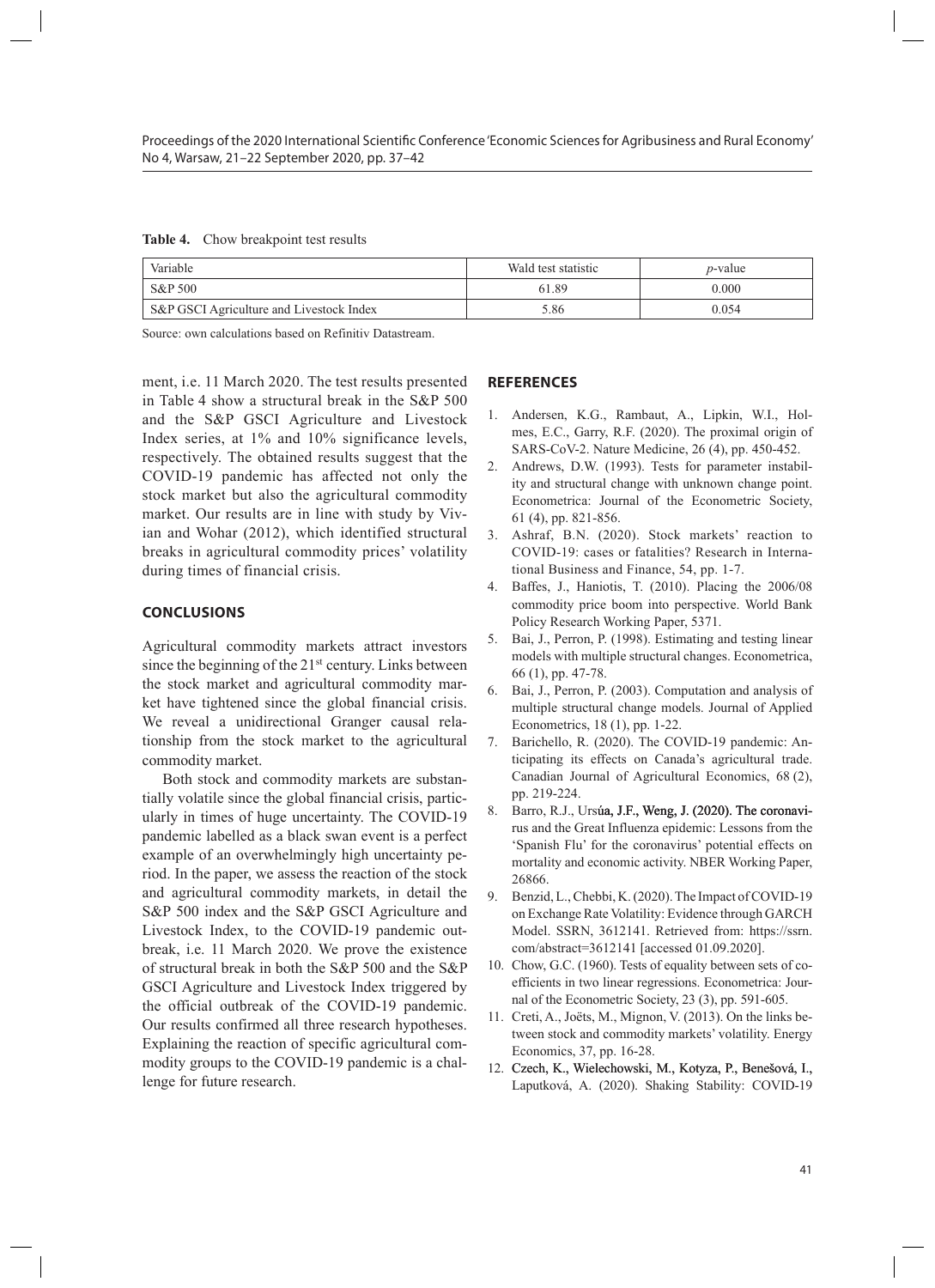**Table 4.** Chow breakpoint test results

| Variable | Wald test statistic | *p*-value |
|---|---|---|
| S&P 500 | 61.89 | 0.000 |
| S&P GSCI Agriculture and Livestock Index | 5.86 | 0.054 |

Source: own calculations based on Refinitiv Datastream.

ment, i.e. 11 March 2020. The test results presented in Table 4 show a structural break in the S&P 500 and the S&P GSCI Agriculture and Livestock Index series, at 1% and 10% significance levels, respectively. The obtained results suggest that the COVID-19 pandemic has affected not only the stock market but also the agricultural commodity market. Our results are in line with study by Vivian and Wohar (2012), which identified structural breaks in agricultural commodity prices' volatility during times of financial crisis.

## CONCLUSIONS

Agricultural commodity markets attract investors since the beginning of the 21st century. Links between the stock market and agricultural commodity market have tightened since the global financial crisis. We reveal a unidirectional Granger causal relationship from the stock market to the agricultural commodity market.

Both stock and commodity markets are substantially volatile since the global financial crisis, particularly in times of huge uncertainty. The COVID-19 pandemic labelled as a black swan event is a perfect example of an overwhelmingly high uncertainty period. In the paper, we assess the reaction of the stock and agricultural commodity markets, in detail the S&P 500 index and the S&P GSCI Agriculture and Livestock Index, to the COVID-19 pandemic outbreak, i.e. 11 March 2020. We prove the existence of structural break in both the S&P 500 and the S&P GSCI Agriculture and Livestock Index triggered by the official outbreak of the COVID-19 pandemic. Our results confirmed all three research hypotheses. Explaining the reaction of specific agricultural commodity groups to the COVID-19 pandemic is a challenge for future research.

## REFERENCES

1. Andersen, K.G., Rambaut, A., Lipkin, W.I., Holmes, E.C., Garry, R.F. (2020). The proximal origin of SARS-CoV-2. Nature Medicine, 26 (4), pp. 450-452.
2. Andrews, D.W. (1993). Tests for parameter instability and structural change with unknown change point. Econometrica: Journal of the Econometric Society, 61 (4), pp. 821-856.
3. Ashraf, B.N. (2020). Stock markets' reaction to COVID-19: cases or fatalities? Research in International Business and Finance, 54, pp. 1-7.
4. Baffes, J., Haniotis, T. (2010). Placing the 2006/08 commodity price boom into perspective. World Bank Policy Research Working Paper, 5371.
5. Bai, J., Perron, P. (1998). Estimating and testing linear models with multiple structural changes. Econometrica, 66 (1), pp. 47-78.
6. Bai, J., Perron, P. (2003). Computation and analysis of multiple structural change models. Journal of Applied Econometrics, 18 (1), pp. 1-22.
7. Barichello, R. (2020). The COVID-19 pandemic: Anticipating its effects on Canada's agricultural trade. Canadian Journal of Agricultural Economics, 68 (2), pp. 219-224.
8. Barro, R.J., Ursúa, J.F., Weng, J. (2020). The coronavirus and the Great Influenza epidemic: Lessons from the 'Spanish Flu' for the coronavirus' potential effects on mortality and economic activity. NBER Working Paper, 26866.
9. Benzid, L., Chebbi, K. (2020). The Impact of COVID-19 on Exchange Rate Volatility: Evidence through GARCH Model. SSRN, 3612141. Retrieved from: https://ssrn.com/abstract=3612141 [accessed 01.09.2020].
10. Chow, G.C. (1960). Tests of equality between sets of coefficients in two linear regressions. Econometrica: Journal of the Econometric Society, 23 (3), pp. 591-605.
11. Creti, A., Joëts, M., Mignon, V. (2013). On the links between stock and commodity markets' volatility. Energy Economics, 37, pp. 16-28.
12. Czech, K., Wielechowski, M., Kotyza, P., Benešová, I., Laputková, A. (2020). Shaking Stability: COVID-19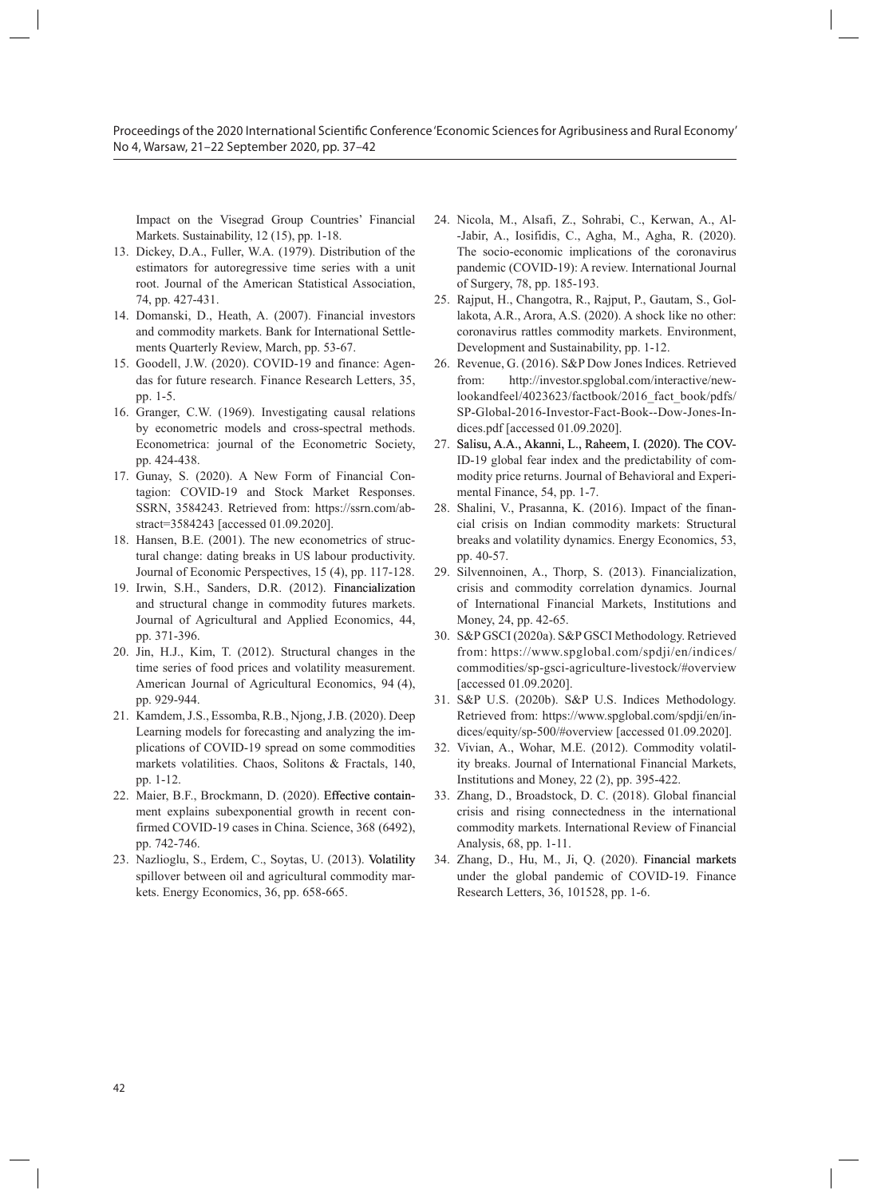Impact on the Visegrad Group Countries' Financial Markets. Sustainability, 12 (15), pp. 1-18.

13. Dickey, D.A., Fuller, W.A. (1979). Distribution of the estimators for autoregressive time series with a unit root. Journal of the American Statistical Association, 74, pp. 427-431.
14. Domanski, D., Heath, A. (2007). Financial investors and commodity markets. Bank for International Settlements Quarterly Review, March, pp. 53-67.
15. Goodell, J.W. (2020). COVID-19 and finance: Agendas for future research. Finance Research Letters, 35, pp. 1-5.
16. Granger, C.W. (1969). Investigating causal relations by econometric models and cross-spectral methods. Econometrica: journal of the Econometric Society, pp. 424-438.
17. Gunay, S. (2020). A New Form of Financial Contagion: COVID-19 and Stock Market Responses. SSRN, 3584243. Retrieved from: https://ssrn.com/abstract=3584243 [accessed 01.09.2020].
18. Hansen, B.E. (2001). The new econometrics of structural change: dating breaks in US labour productivity. Journal of Economic Perspectives, 15 (4), pp. 117-128.
19. Irwin, S.H., Sanders, D.R. (2012). Financialization and structural change in commodity futures markets. Journal of Agricultural and Applied Economics, 44, pp. 371-396.
20. Jin, H.J., Kim, T. (2012). Structural changes in the time series of food prices and volatility measurement. American Journal of Agricultural Economics, 94 (4), pp. 929-944.
21. Kamdem, J.S., Essomba, R.B., Njong, J.B. (2020). Deep Learning models for forecasting and analyzing the implications of COVID-19 spread on some commodities markets volatilities. Chaos, Solitons & Fractals, 140, pp. 1-12.
22. Maier, B.F., Brockmann, D. (2020). Effective containment explains subexponential growth in recent confirmed COVID-19 cases in China. Science, 368 (6492), pp. 742-746.
23. Nazlioglu, S., Erdem, C., Soytas, U. (2013). Volatility spillover between oil and agricultural commodity markets. Energy Economics, 36, pp. 658-665.
24. Nicola, M., Alsafi, Z., Sohrabi, C., Kerwan, A., Al-Jabir, A., Iosifidis, C., Agha, M., Agha, R. (2020). The socio-economic implications of the coronavirus pandemic (COVID-19): A review. International Journal of Surgery, 78, pp. 185-193.
25. Rajput, H., Changotra, R., Rajput, P., Gautam, S., Gollakota, A.R., Arora, A.S. (2020). A shock like no other: coronavirus rattles commodity markets. Environment, Development and Sustainability, pp. 1-12.
26. Revenue, G. (2016). S&P Dow Jones Indices. Retrieved from: http://investor.spglobal.com/interactive/newlookandfeel/4023623/factbook/2016_fact_book/pdfs/SP-Global-2016-Investor-Fact-Book--Dow-Jones-Indices.pdf [accessed 01.09.2020].
27. Salisu, A.A., Akanni, L., Raheem, I. (2020). The COVID-19 global fear index and the predictability of commodity price returns. Journal of Behavioral and Experimental Finance, 54, pp. 1-7.
28. Shalini, V., Prasanna, K. (2016). Impact of the financial crisis on Indian commodity markets: Structural breaks and volatility dynamics. Energy Economics, 53, pp. 40-57.
29. Silvennoinen, A., Thorp, S. (2013). Financialization, crisis and commodity correlation dynamics. Journal of International Financial Markets, Institutions and Money, 24, pp. 42-65.
30. S&P GSCI (2020a). S&P GSCI Methodology. Retrieved from: https://www.spglobal.com/spdji/en/indices/commodities/sp-gsci-agriculture-livestock/#overview [accessed 01.09.2020].
31. S&P U.S. (2020b). S&P U.S. Indices Methodology. Retrieved from: https://www.spglobal.com/spdji/en/indices/equity/sp-500/#overview [accessed 01.09.2020].
32. Vivian, A., Wohar, M.E. (2012). Commodity volatility breaks. Journal of International Financial Markets, Institutions and Money, 22 (2), pp. 395-422.
33. Zhang, D., Broadstock, D. C. (2018). Global financial crisis and rising connectedness in the international commodity markets. International Review of Financial Analysis, 68, pp. 1-11.
34. Zhang, D., Hu, M., Ji, Q. (2020). Financial markets under the global pandemic of COVID-19. Finance Research Letters, 36, 101528, pp. 1-6.